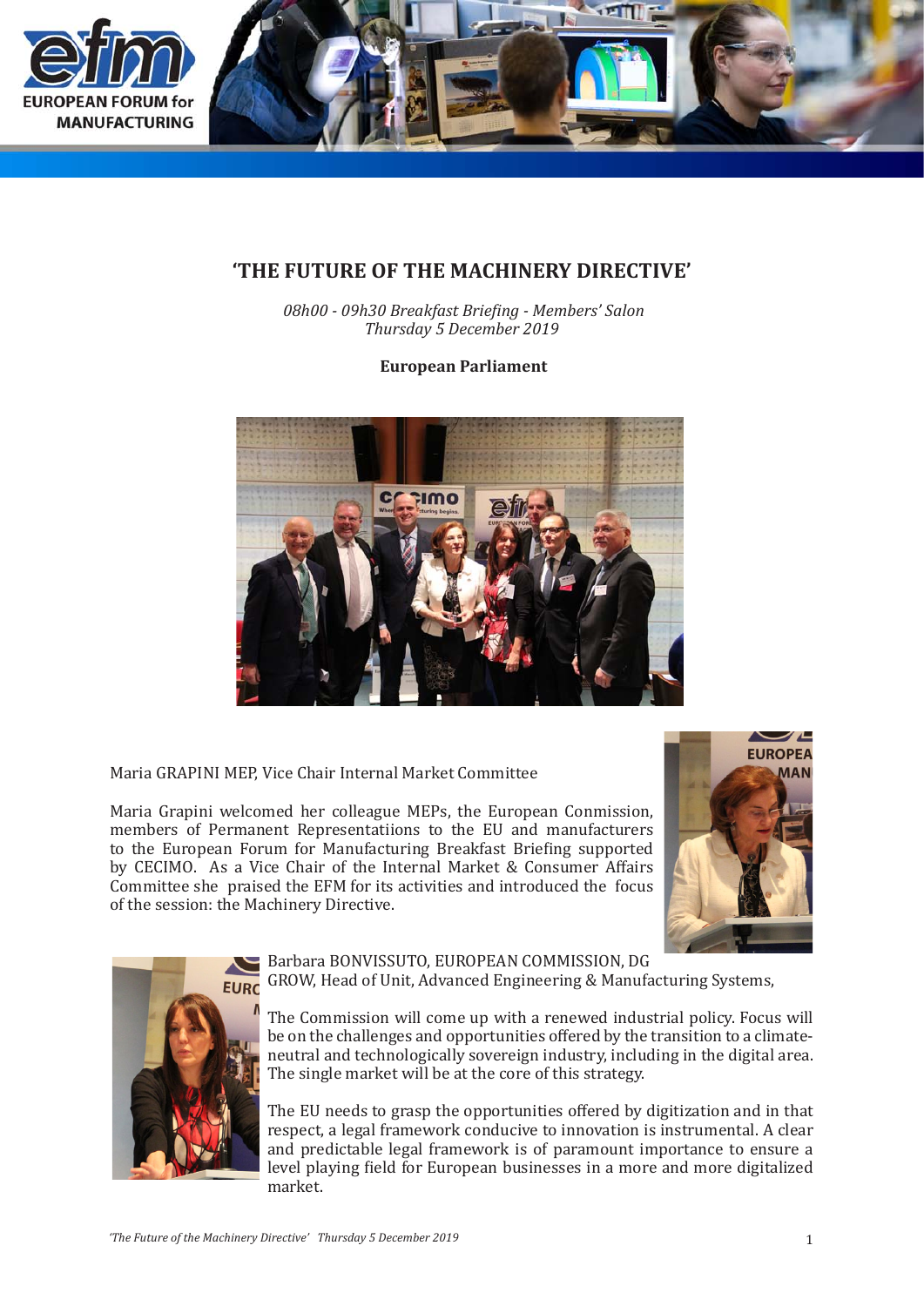# 'THE FUTURE OF THE MACHINERY DIRECTIVE'

*08h00 - 09h30 Breakfast Briefing - Members' Salon*
*Thursday 5 December 2019*

**European Parliament**

Maria GRAPINI MEP, Vice Chair Internal Market Committee

Maria Grapini welcomed her colleague MEPs, the European Conmission, members of Permanent Representatiions to the EU and manufacturers to the European Forum for Manufacturing Breakfast Briefing supported by CECIMO. As a Vice Chair of the Internal Market & Consumer Affairs Committee she praised the EFM for its activities and introduced the focus of the session: the Machinery Directive.

Barbara BONVISSUTO, EUROPEAN COMMISSION, DG GROW, Head of Unit, Advanced Engineering & Manufacturing Systems,

The Commission will come up with a renewed industrial policy. Focus will be on the challenges and opportunities offered by the transition to a climate-neutral and technologically sovereign industry, including in the digital area. The single market will be at the core of this strategy.

The EU needs to grasp the opportunities offered by digitization and in that respect, a legal framework conducive to innovation is instrumental. A clear and predictable legal framework is of paramount importance to ensure a level playing field for European businesses in a more and more digitalized market.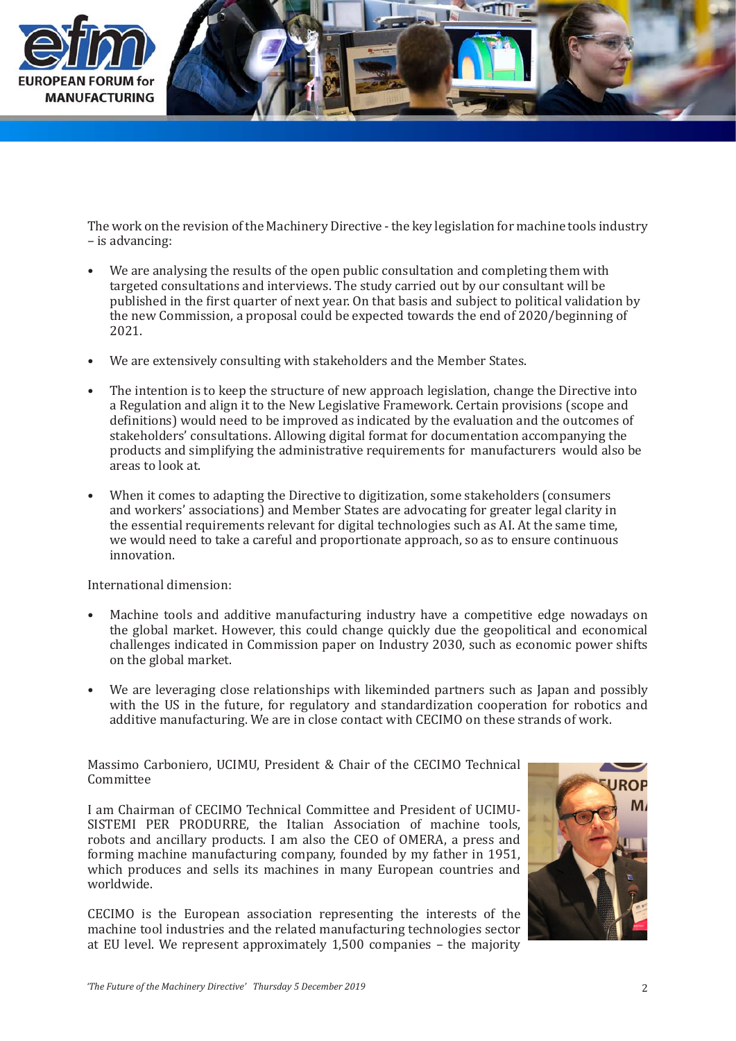The work on the revision of the Machinery Directive - the key legislation for machine tools industry – is advancing:

- We are analysing the results of the open public consultation and completing them with targeted consultations and interviews. The study carried out by our consultant will be published in the first quarter of next year. On that basis and subject to political validation by the new Commission, a proposal could be expected towards the end of 2020/beginning of 2021.

- We are extensively consulting with stakeholders and the Member States.

- The intention is to keep the structure of new approach legislation, change the Directive into a Regulation and align it to the New Legislative Framework. Certain provisions (scope and definitions) would need to be improved as indicated by the evaluation and the outcomes of stakeholders' consultations. Allowing digital format for documentation accompanying the products and simplifying the administrative requirements for manufacturers would also be areas to look at.

- When it comes to adapting the Directive to digitization, some stakeholders (consumers and workers' associations) and Member States are advocating for greater legal clarity in the essential requirements relevant for digital technologies such as AI. At the same time, we would need to take a careful and proportionate approach, so as to ensure continuous innovation.

International dimension:

- Machine tools and additive manufacturing industry have a competitive edge nowadays on the global market. However, this could change quickly due the geopolitical and economical challenges indicated in Commission paper on Industry 2030, such as economic power shifts on the global market.

- We are leveraging close relationships with likeminded partners such as Japan and possibly with the US in the future, for regulatory and standardization cooperation for robotics and additive manufacturing. We are in close contact with CECIMO on these strands of work.

Massimo Carboniero, UCIMU, President & Chair of the CECIMO Technical Committee

I am Chairman of CECIMO Technical Committee and President of UCIMU-SISTEMI PER PRODURRE, the Italian Association of machine tools, robots and ancillary products. I am also the CEO of OMERA, a press and forming machine manufacturing company, founded by my father in 1951, which produces and sells its machines in many European countries and worldwide.

CECIMO is the European association representing the interests of the machine tool industries and the related manufacturing technologies sector at EU level. We represent approximately 1,500 companies – the majority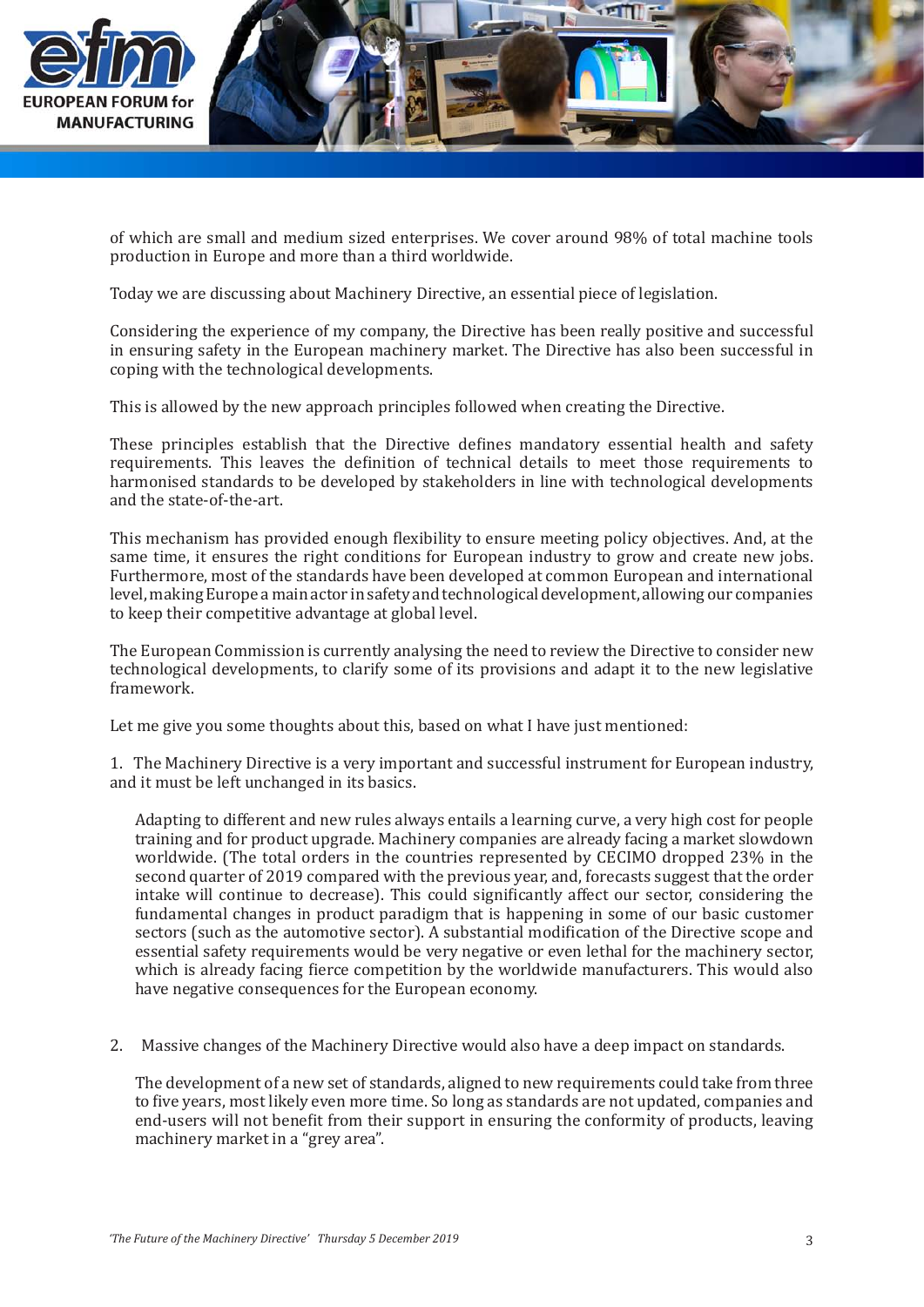of which are small and medium sized enterprises. We cover around 98% of total machine tools production in Europe and more than a third worldwide.

Today we are discussing about Machinery Directive, an essential piece of legislation.

Considering the experience of my company, the Directive has been really positive and successful in ensuring safety in the European machinery market. The Directive has also been successful in coping with the technological developments.

This is allowed by the new approach principles followed when creating the Directive.

These principles establish that the Directive defines mandatory essential health and safety requirements. This leaves the definition of technical details to meet those requirements to harmonised standards to be developed by stakeholders in line with technological developments and the state-of-the-art.

This mechanism has provided enough flexibility to ensure meeting policy objectives. And, at the same time, it ensures the right conditions for European industry to grow and create new jobs. Furthermore, most of the standards have been developed at common European and international level, making Europe a main actor in safety and technological development, allowing our companies to keep their competitive advantage at global level.

The European Commission is currently analysing the need to review the Directive to consider new technological developments, to clarify some of its provisions and adapt it to the new legislative framework.

Let me give you some thoughts about this, based on what I have just mentioned:

1. The Machinery Directive is a very important and successful instrument for European industry, and it must be left unchanged in its basics.

   Adapting to different and new rules always entails a learning curve, a very high cost for people training and for product upgrade. Machinery companies are already facing a market slowdown worldwide. (The total orders in the countries represented by CECIMO dropped 23% in the second quarter of 2019 compared with the previous year, and, forecasts suggest that the order intake will continue to decrease). This could significantly affect our sector, considering the fundamental changes in product paradigm that is happening in some of our basic customer sectors (such as the automotive sector). A substantial modification of the Directive scope and essential safety requirements would be very negative or even lethal for the machinery sector, which is already facing fierce competition by the worldwide manufacturers. This would also have negative consequences for the European economy.

2. Massive changes of the Machinery Directive would also have a deep impact on standards.

   The development of a new set of standards, aligned to new requirements could take from three to five years, most likely even more time. So long as standards are not updated, companies and end-users will not benefit from their support in ensuring the conformity of products, leaving machinery market in a "grey area".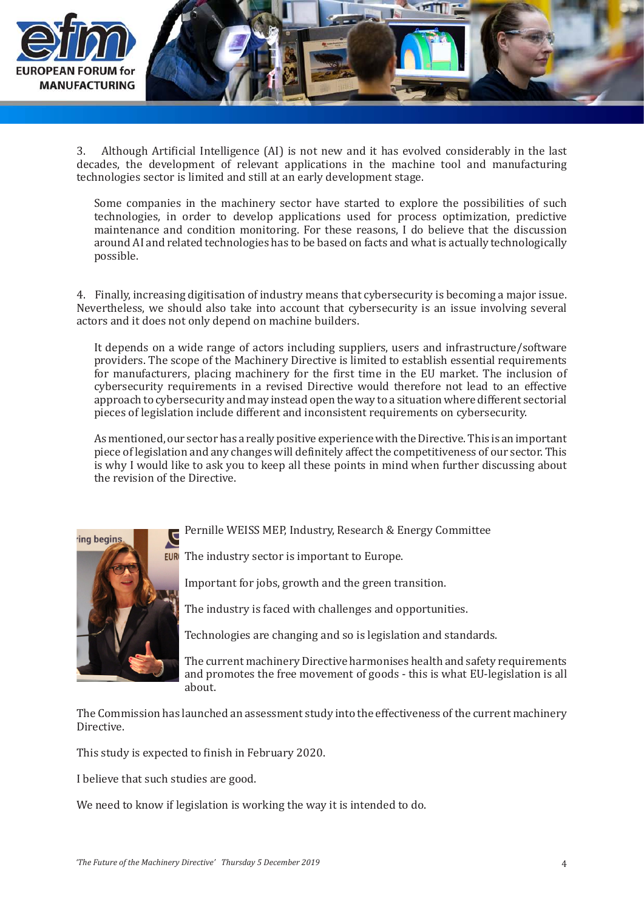3. Although Artificial Intelligence (AI) is not new and it has evolved considerably in the last decades, the development of relevant applications in the machine tool and manufacturing technologies sector is limited and still at an early development stage.

Some companies in the machinery sector have started to explore the possibilities of such technologies, in order to develop applications used for process optimization, predictive maintenance and condition monitoring. For these reasons, I do believe that the discussion around AI and related technologies has to be based on facts and what is actually technologically possible.

4. Finally, increasing digitisation of industry means that cybersecurity is becoming a major issue. Nevertheless, we should also take into account that cybersecurity is an issue involving several actors and it does not only depend on machine builders.

It depends on a wide range of actors including suppliers, users and infrastructure/software providers. The scope of the Machinery Directive is limited to establish essential requirements for manufacturers, placing machinery for the first time in the EU market. The inclusion of cybersecurity requirements in a revised Directive would therefore not lead to an effective approach to cybersecurity and may instead open the way to a situation where different sectorial pieces of legislation include different and inconsistent requirements on cybersecurity.

As mentioned, our sector has a really positive experience with the Directive. This is an important piece of legislation and any changes will definitely affect the competitiveness of our sector. This is why I would like to ask you to keep all these points in mind when further discussing about the revision of the Directive.

Pernille WEISS MEP, Industry, Research & Energy Committee

The industry sector is important to Europe.

Important for jobs, growth and the green transition.

The industry is faced with challenges and opportunities.

Technologies are changing and so is legislation and standards.

The current machinery Directive harmonises health and safety requirements and promotes the free movement of goods - this is what EU-legislation is all about.

The Commission has launched an assessment study into the effectiveness of the current machinery Directive.

This study is expected to finish in February 2020.

I believe that such studies are good.

We need to know if legislation is working the way it is intended to do.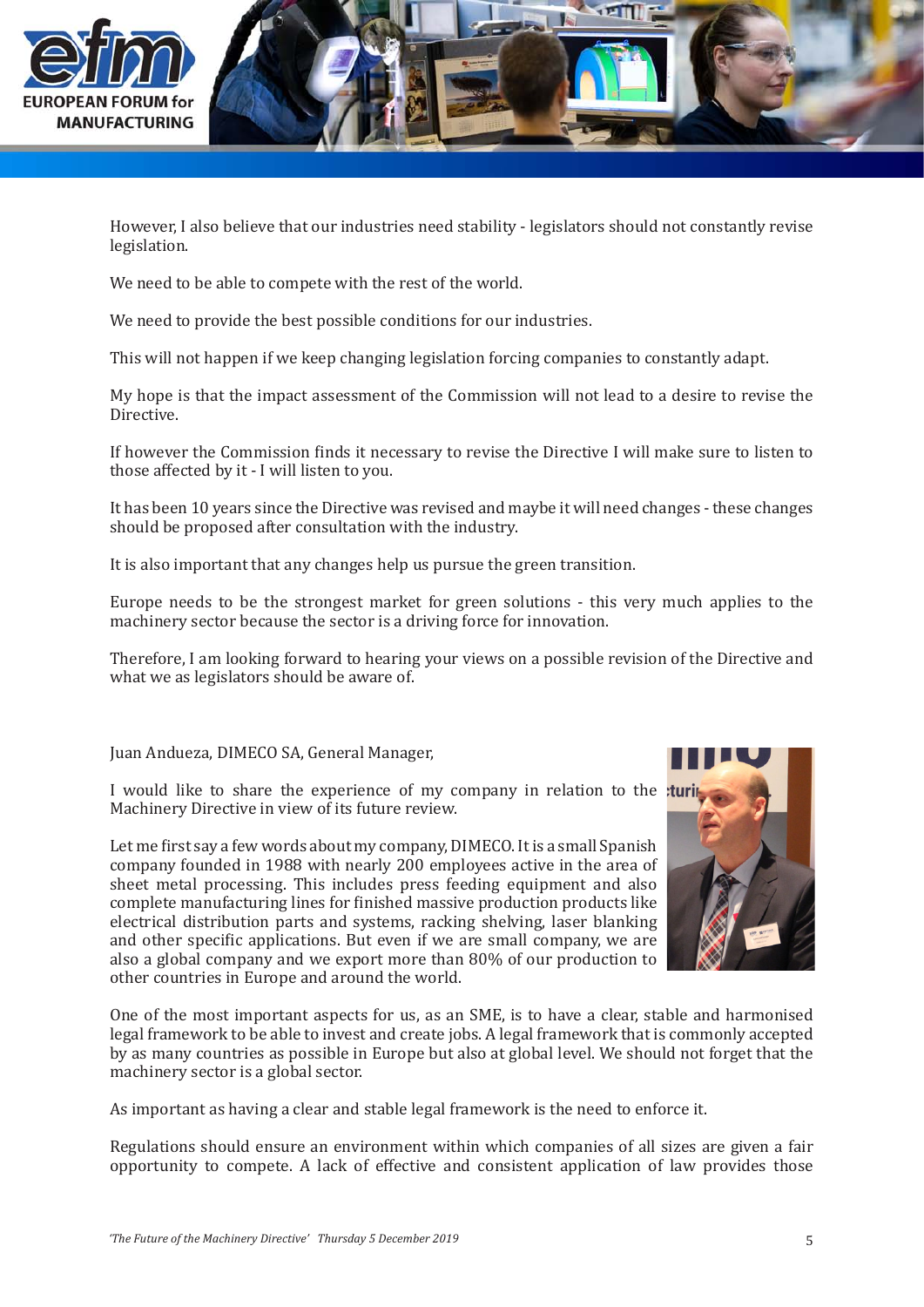However, I also believe that our industries need stability - legislators should not constantly revise legislation.

We need to be able to compete with the rest of the world.

We need to provide the best possible conditions for our industries.

This will not happen if we keep changing legislation forcing companies to constantly adapt.

My hope is that the impact assessment of the Commission will not lead to a desire to revise the Directive.

If however the Commission finds it necessary to revise the Directive I will make sure to listen to those affected by it - I will listen to you.

It has been 10 years since the Directive was revised and maybe it will need changes - these changes should be proposed after consultation with the industry.

It is also important that any changes help us pursue the green transition.

Europe needs to be the strongest market for green solutions - this very much applies to the machinery sector because the sector is a driving force for innovation.

Therefore, I am looking forward to hearing your views on a possible revision of the Directive and what we as legislators should be aware of.

Juan Andueza, DIMECO SA, General Manager,

I would like to share the experience of my company in relation to the Machinery Directive in view of its future review.

Let me first say a few words about my company, DIMECO. It is a small Spanish company founded in 1988 with nearly 200 employees active in the area of sheet metal processing. This includes press feeding equipment and also complete manufacturing lines for finished massive production products like electrical distribution parts and systems, racking shelving, laser blanking and other specific applications. But even if we are small company, we are also a global company and we export more than 80% of our production to other countries in Europe and around the world.

One of the most important aspects for us, as an SME, is to have a clear, stable and harmonised legal framework to be able to invest and create jobs. A legal framework that is commonly accepted by as many countries as possible in Europe but also at global level. We should not forget that the machinery sector is a global sector.

As important as having a clear and stable legal framework is the need to enforce it.

Regulations should ensure an environment within which companies of all sizes are given a fair opportunity to compete. A lack of effective and consistent application of law provides those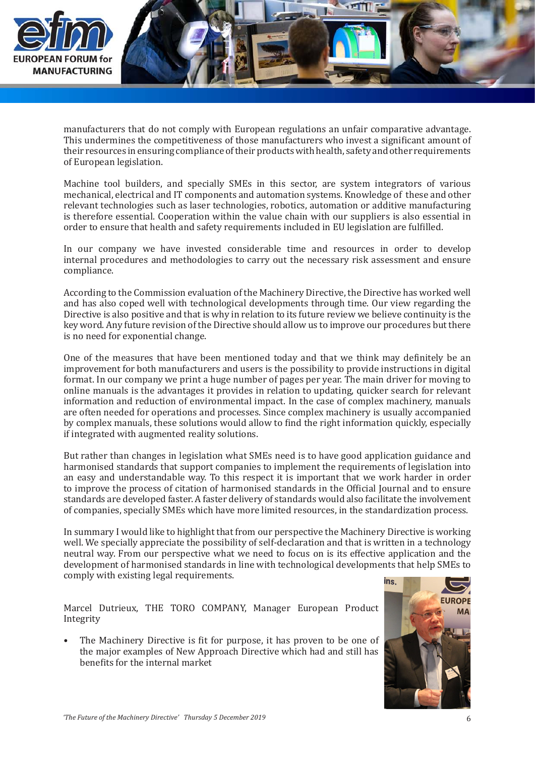manufacturers that do not comply with European regulations an unfair comparative advantage. This undermines the competitiveness of those manufacturers who invest a significant amount of their resources in ensuring compliance of their products with health, safety and other requirements of European legislation.

Machine tool builders, and specially SMEs in this sector, are system integrators of various mechanical, electrical and IT components and automation systems. Knowledge of these and other relevant technologies such as laser technologies, robotics, automation or additive manufacturing is therefore essential. Cooperation within the value chain with our suppliers is also essential in order to ensure that health and safety requirements included in EU legislation are fulfilled.

In our company we have invested considerable time and resources in order to develop internal procedures and methodologies to carry out the necessary risk assessment and ensure compliance.

According to the Commission evaluation of the Machinery Directive, the Directive has worked well and has also coped well with technological developments through time. Our view regarding the Directive is also positive and that is why in relation to its future review we believe continuity is the key word. Any future revision of the Directive should allow us to improve our procedures but there is no need for exponential change.

One of the measures that have been mentioned today and that we think may definitely be an improvement for both manufacturers and users is the possibility to provide instructions in digital format. In our company we print a huge number of pages per year. The main driver for moving to online manuals is the advantages it provides in relation to updating, quicker search for relevant information and reduction of environmental impact. In the case of complex machinery, manuals are often needed for operations and processes. Since complex machinery is usually accompanied by complex manuals, these solutions would allow to find the right information quickly, especially if integrated with augmented reality solutions.

But rather than changes in legislation what SMEs need is to have good application guidance and harmonised standards that support companies to implement the requirements of legislation into an easy and understandable way. To this respect it is important that we work harder in order to improve the process of citation of harmonised standards in the Official Journal and to ensure standards are developed faster. A faster delivery of standards would also facilitate the involvement of companies, specially SMEs which have more limited resources, in the standardization process.

In summary I would like to highlight that from our perspective the Machinery Directive is working well. We specially appreciate the possibility of self-declaration and that is written in a technology neutral way. From our perspective what we need to focus on is its effective application and the development of harmonised standards in line with technological developments that help SMEs to comply with existing legal requirements.

Marcel Dutrieux, THE TORO COMPANY, Manager European Product Integrity

- The Machinery Directive is fit for purpose, it has proven to be one of the major examples of New Approach Directive which had and still has benefits for the internal market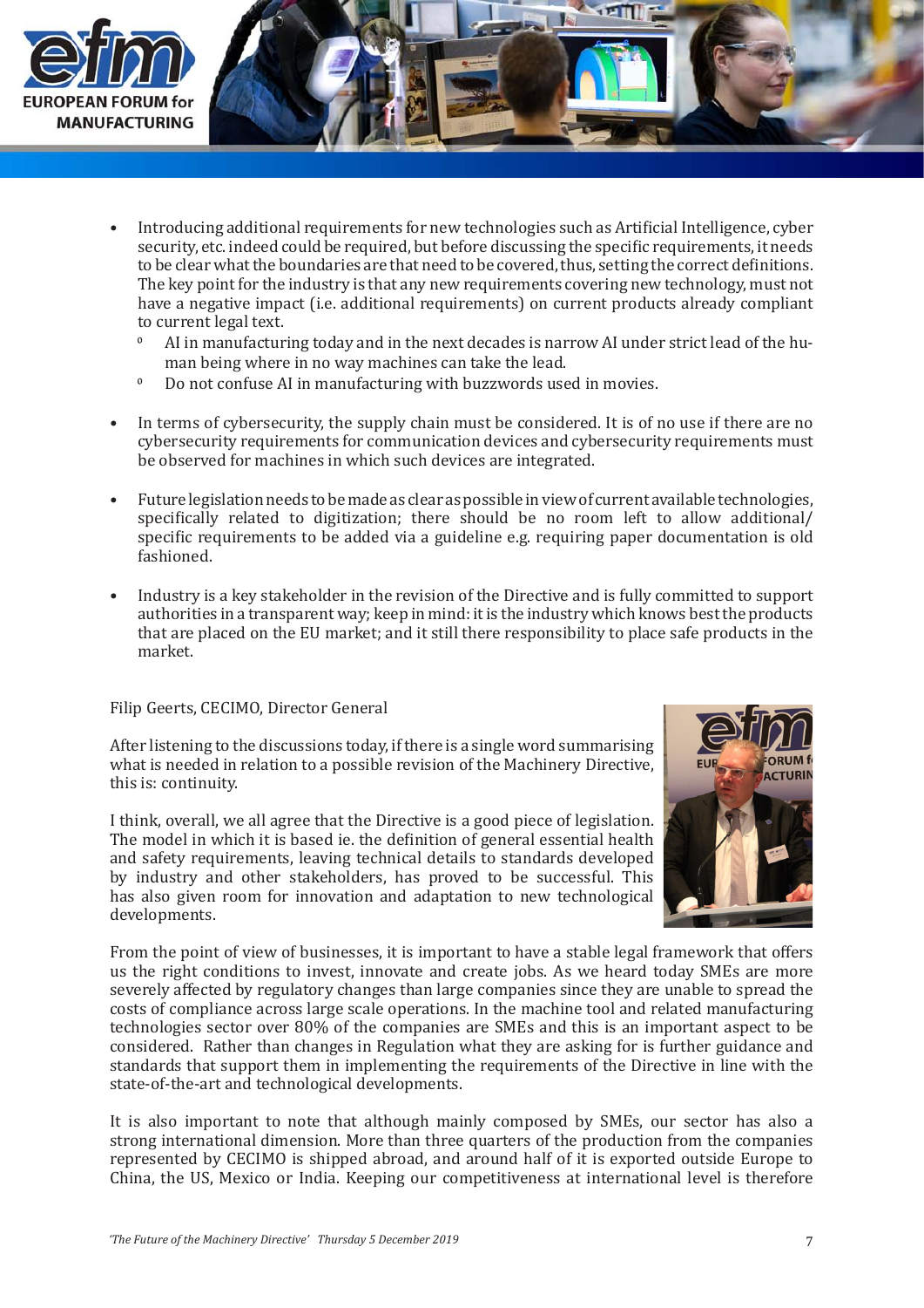- Introducing additional requirements for new technologies such as Artificial Intelligence, cyber security, etc. indeed could be required, but before discussing the specific requirements, it needs to be clear what the boundaries are that need to be covered, thus, setting the correct definitions. The key point for the industry is that any new requirements covering new technology, must not have a negative impact (i.e. additional requirements) on current products already compliant to current legal text.
  - AI in manufacturing today and in the next decades is narrow AI under strict lead of the human being where in no way machines can take the lead.
  - Do not confuse AI in manufacturing with buzzwords used in movies.

- In terms of cybersecurity, the supply chain must be considered. It is of no use if there are no cybersecurity requirements for communication devices and cybersecurity requirements must be observed for machines in which such devices are integrated.

- Future legislation needs to be made as clear as possible in view of current available technologies, specifically related to digitization; there should be no room left to allow additional/specific requirements to be added via a guideline e.g. requiring paper documentation is old fashioned.

- Industry is a key stakeholder in the revision of the Directive and is fully committed to support authorities in a transparent way; keep in mind: it is the industry which knows best the products that are placed on the EU market; and it still there responsibility to place safe products in the market.

Filip Geerts, CECIMO, Director General

After listening to the discussions today, if there is a single word summarising what is needed in relation to a possible revision of the Machinery Directive, this is: continuity.

I think, overall, we all agree that the Directive is a good piece of legislation. The model in which it is based ie. the definition of general essential health and safety requirements, leaving technical details to standards developed by industry and other stakeholders, has proved to be successful. This has also given room for innovation and adaptation to new technological developments.

From the point of view of businesses, it is important to have a stable legal framework that offers us the right conditions to invest, innovate and create jobs. As we heard today SMEs are more severely affected by regulatory changes than large companies since they are unable to spread the costs of compliance across large scale operations. In the machine tool and related manufacturing technologies sector over 80% of the companies are SMEs and this is an important aspect to be considered. Rather than changes in Regulation what they are asking for is further guidance and standards that support them in implementing the requirements of the Directive in line with the state-of-the-art and technological developments.

It is also important to note that although mainly composed by SMEs, our sector has also a strong international dimension. More than three quarters of the production from the companies represented by CECIMO is shipped abroad, and around half of it is exported outside Europe to China, the US, Mexico or India. Keeping our competitiveness at international level is therefore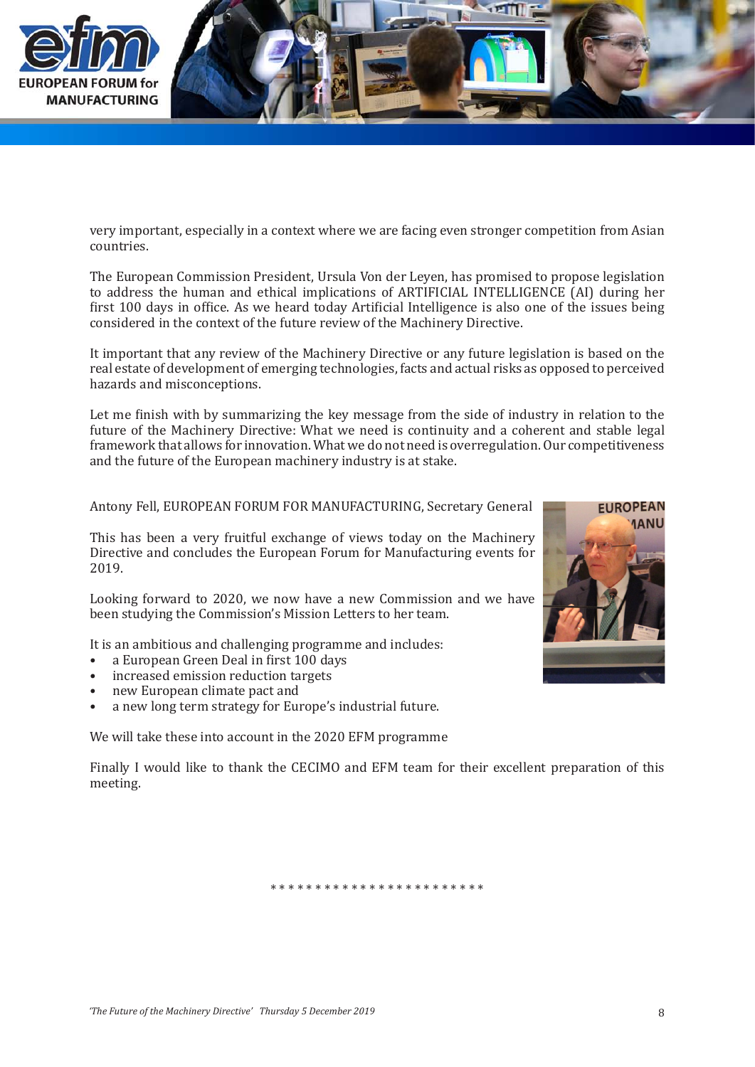very important, especially in a context where we are facing even stronger competition from Asian countries.

The European Commission President, Ursula Von der Leyen, has promised to propose legislation to address the human and ethical implications of ARTIFICIAL INTELLIGENCE (AI) during her first 100 days in office. As we heard today Artificial Intelligence is also one of the issues being considered in the context of the future review of the Machinery Directive.

It important that any review of the Machinery Directive or any future legislation is based on the real estate of development of emerging technologies, facts and actual risks as opposed to perceived hazards and misconceptions.

Let me finish with by summarizing the key message from the side of industry in relation to the future of the Machinery Directive: What we need is continuity and a coherent and stable legal framework that allows for innovation. What we do not need is overregulation. Our competitiveness and the future of the European machinery industry is at stake.

Antony Fell, EUROPEAN FORUM FOR MANUFACTURING, Secretary General

This has been a very fruitful exchange of views today on the Machinery Directive and concludes the European Forum for Manufacturing events for 2019.

Looking forward to 2020, we now have a new Commission and we have been studying the Commission's Mission Letters to her team.

It is an ambitious and challenging programme and includes:

- a European Green Deal in first 100 days
- increased emission reduction targets
- new European climate pact and
- a new long term strategy for Europe's industrial future.

We will take these into account in the 2020 EFM programme

Finally I would like to thank the CECIMO and EFM team for their excellent preparation of this meeting.

\* \* \* \* \* \* \* \* \* \* \* \* \* \* \* \* \* \* \* \* \* \* \* \*